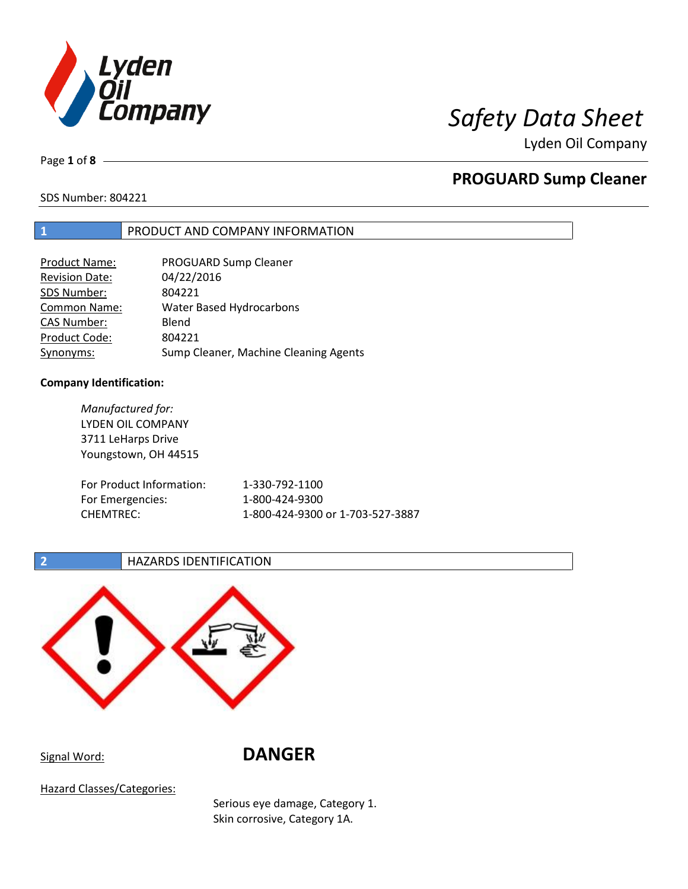# Safety Data Sheet

Lyden Oil Company

## PROGUARD Sump Cleaner

SDS Number: 804221

## 1 PRODUCT AND COMPANY INFORMATION

| | |
|---|---|
| Product Name: | PROGUARD Sump Cleaner |
| Revision Date: | 04/22/2016 |
| SDS Number: | 804221 |
| Common Name: | Water Based Hydrocarbons |
| CAS Number: | Blend |
| Product Code: | 804221 |
| Synonyms: | Sump Cleaner, Machine Cleaning Agents |

**Company Identification:**

*Manufactured for:*
LYDEN OIL COMPANY
3711 LeHarps Drive
Youngstown, OH 44515

| | |
|---|---|
| For Product Information: | 1-330-792-1100 |
| For Emergencies: | 1-800-424-9300 |
| CHEMTREC: | 1-800-424-9300 or 1-703-527-3887 |

## 2 HAZARDS IDENTIFICATION

Signal Word: **DANGER**

Hazard Classes/Categories:

Serious eye damage, Category 1.
Skin corrosive, Category 1A.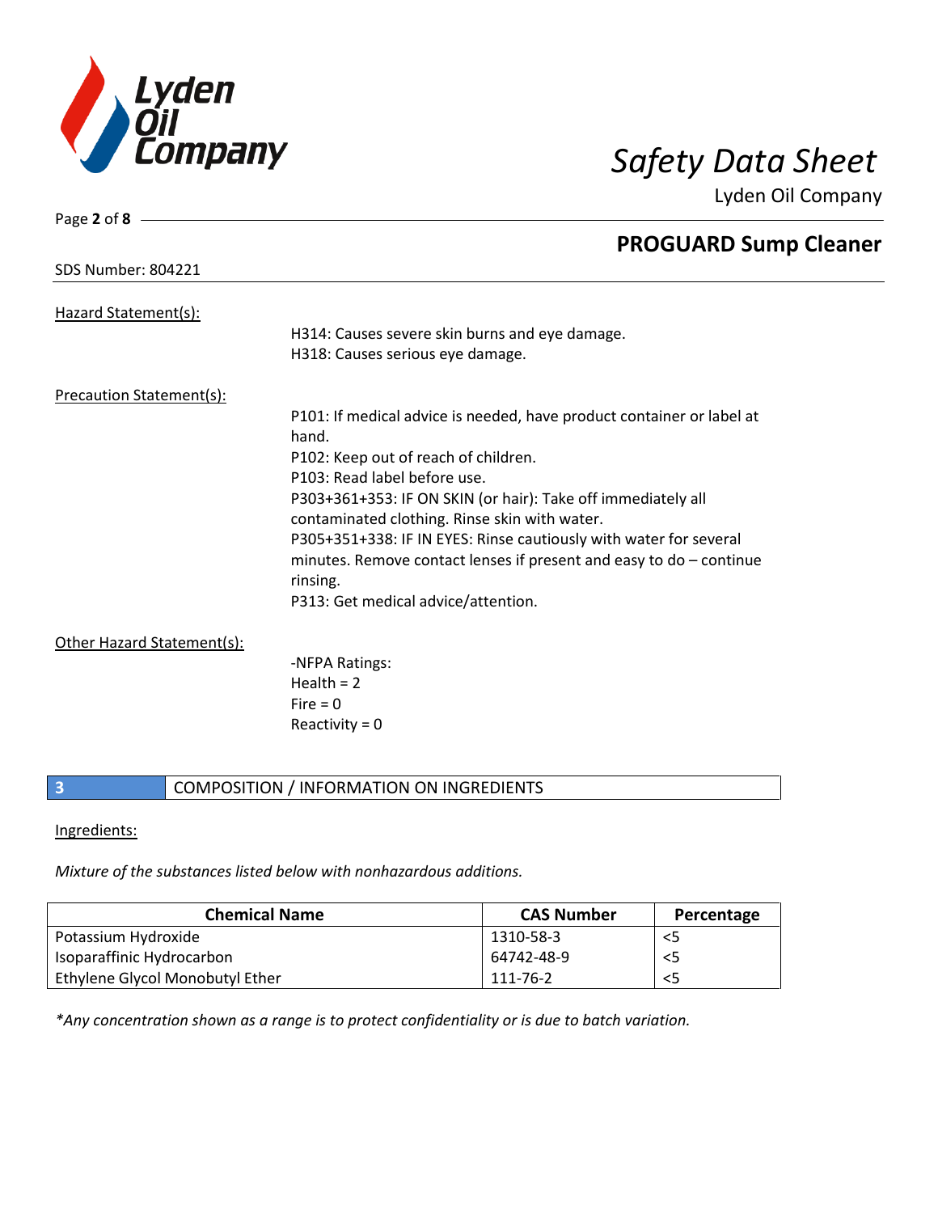Hazard Statement(s):

H314: Causes severe skin burns and eye damage.
H318: Causes serious eye damage.

Precaution Statement(s):

P101: If medical advice is needed, have product container or label at hand.
P102: Keep out of reach of children.
P103: Read label before use.
P303+361+353: IF ON SKIN (or hair): Take off immediately all contaminated clothing. Rinse skin with water.
P305+351+338: IF IN EYES: Rinse cautiously with water for several minutes. Remove contact lenses if present and easy to do – continue rinsing.
P313: Get medical advice/attention.

Other Hazard Statement(s):

-NFPA Ratings:
Health = 2
Fire = 0
Reactivity = 0

## 3 COMPOSITION / INFORMATION ON INGREDIENTS

Ingredients:

*Mixture of the substances listed below with nonhazardous additions.*

| Chemical Name | CAS Number | Percentage |
|---|---|---|
| Potassium Hydroxide | 1310-58-3 | <5 |
| Isoparaffinic Hydrocarbon | 64742-48-9 | <5 |
| Ethylene Glycol Monobutyl Ether | 111-76-2 | <5 |

*\*Any concentration shown as a range is to protect confidentiality or is due to batch variation.*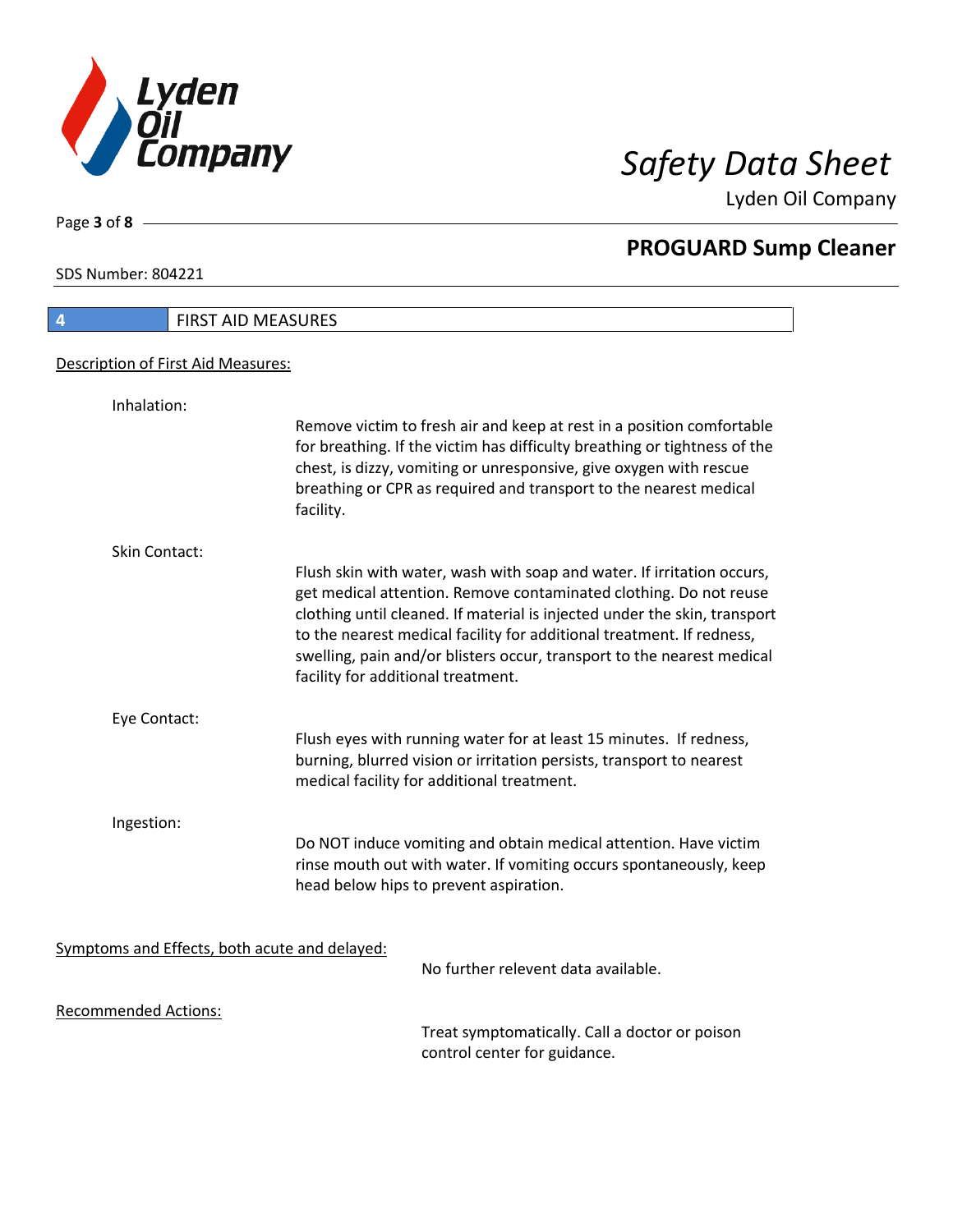## 4 FIRST AID MEASURES

### Description of First Aid Measures:

**Inhalation:**

Remove victim to fresh air and keep at rest in a position comfortable for breathing. If the victim has difficulty breathing or tightness of the chest, is dizzy, vomiting or unresponsive, give oxygen with rescue breathing or CPR as required and transport to the nearest medical facility.

**Skin Contact:**

Flush skin with water, wash with soap and water. If irritation occurs, get medical attention. Remove contaminated clothing. Do not reuse clothing until cleaned. If material is injected under the skin, transport to the nearest medical facility for additional treatment. If redness, swelling, pain and/or blisters occur, transport to the nearest medical facility for additional treatment.

**Eye Contact:**

Flush eyes with running water for at least 15 minutes. If redness, burning, blurred vision or irritation persists, transport to nearest medical facility for additional treatment.

**Ingestion:**

Do NOT induce vomiting and obtain medical attention. Have victim rinse mouth out with water. If vomiting occurs spontaneously, keep head below hips to prevent aspiration.

### Symptoms and Effects, both acute and delayed:

No further relevent data available.

### Recommended Actions:

Treat symptomatically. Call a doctor or poison control center for guidance.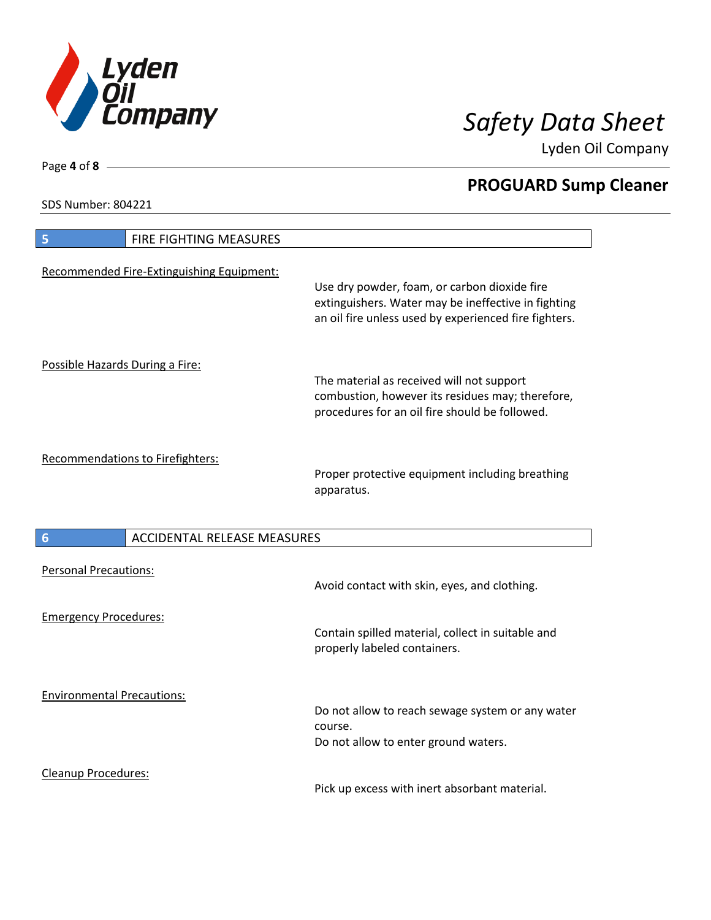## 5 FIRE FIGHTING MEASURES

Recommended Fire-Extinguishing Equipment:

Use dry powder, foam, or carbon dioxide fire extinguishers. Water may be ineffective in fighting an oil fire unless used by experienced fire fighters.

Possible Hazards During a Fire:

The material as received will not support combustion, however its residues may; therefore, procedures for an oil fire should be followed.

Recommendations to Firefighters:

Proper protective equipment including breathing apparatus.

## 6 ACCIDENTAL RELEASE MEASURES

Personal Precautions:

Avoid contact with skin, eyes, and clothing.

Emergency Procedures:

Contain spilled material, collect in suitable and properly labeled containers.

Environmental Precautions:

Do not allow to reach sewage system or any water course.
Do not allow to enter ground waters.

Cleanup Procedures:

Pick up excess with inert absorbant material.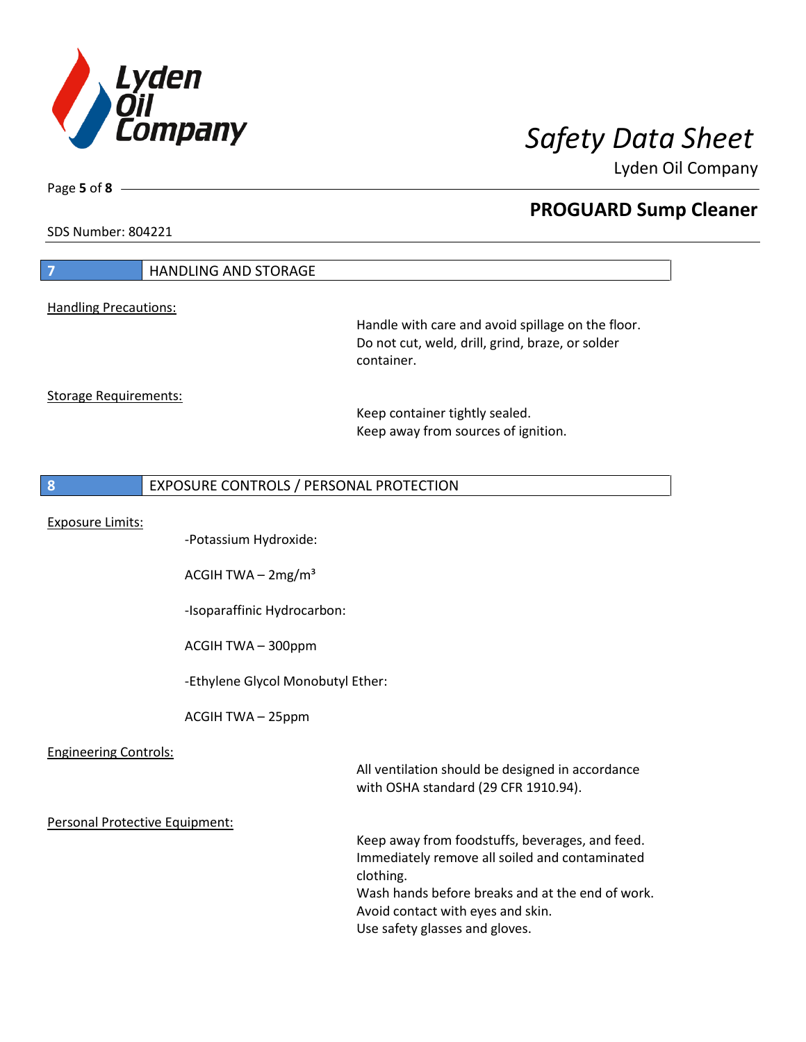SDS Number: 804221

## 7 HANDLING AND STORAGE

Handling Precautions:

Handle with care and avoid spillage on the floor.
Do not cut, weld, drill, grind, braze, or solder container.

Storage Requirements:

Keep container tightly sealed.
Keep away from sources of ignition.

## 8 EXPOSURE CONTROLS / PERSONAL PROTECTION

Exposure Limits:

-Potassium Hydroxide:

ACGIH TWA – 2mg/m³

-Isoparaffinic Hydrocarbon:

ACGIH TWA – 300ppm

-Ethylene Glycol Monobutyl Ether:

ACGIH TWA – 25ppm

Engineering Controls:

All ventilation should be designed in accordance with OSHA standard (29 CFR 1910.94).

Personal Protective Equipment:

Keep away from foodstuffs, beverages, and feed.
Immediately remove all soiled and contaminated clothing.
Wash hands before breaks and at the end of work.
Avoid contact with eyes and skin.
Use safety glasses and gloves.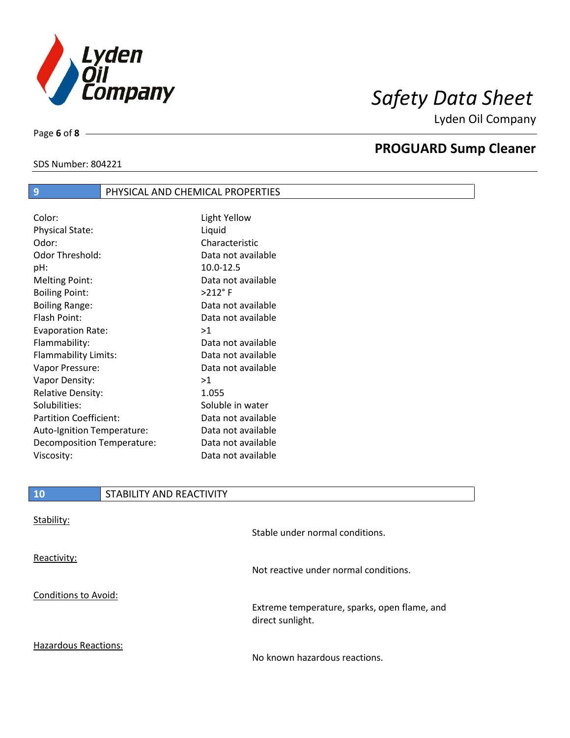## 9 PHYSICAL AND CHEMICAL PROPERTIES

| Property | Value |
|---|---|
| Color: | Light Yellow |
| Physical State: | Liquid |
| Odor: | Characteristic |
| Odor Threshold: | Data not available |
| pH: | 10.0-12.5 |
| Melting Point: | Data not available |
| Boiling Point: | >212° F |
| Boiling Range: | Data not available |
| Flash Point: | Data not available |
| Evaporation Rate: | >1 |
| Flammability: | Data not available |
| Flammability Limits: | Data not available |
| Vapor Pressure: | Data not available |
| Vapor Density: | >1 |
| Relative Density: | 1.055 |
| Solubilities: | Soluble in water |
| Partition Coefficient: | Data not available |
| Auto-Ignition Temperature: | Data not available |
| Decomposition Temperature: | Data not available |
| Viscosity: | Data not available |

## 10 STABILITY AND REACTIVITY

**Stability:**

Stable under normal conditions.

**Reactivity:**

Not reactive under normal conditions.

**Conditions to Avoid:**

Extreme temperature, sparks, open flame, and direct sunlight.

**Hazardous Reactions:**

No known hazardous reactions.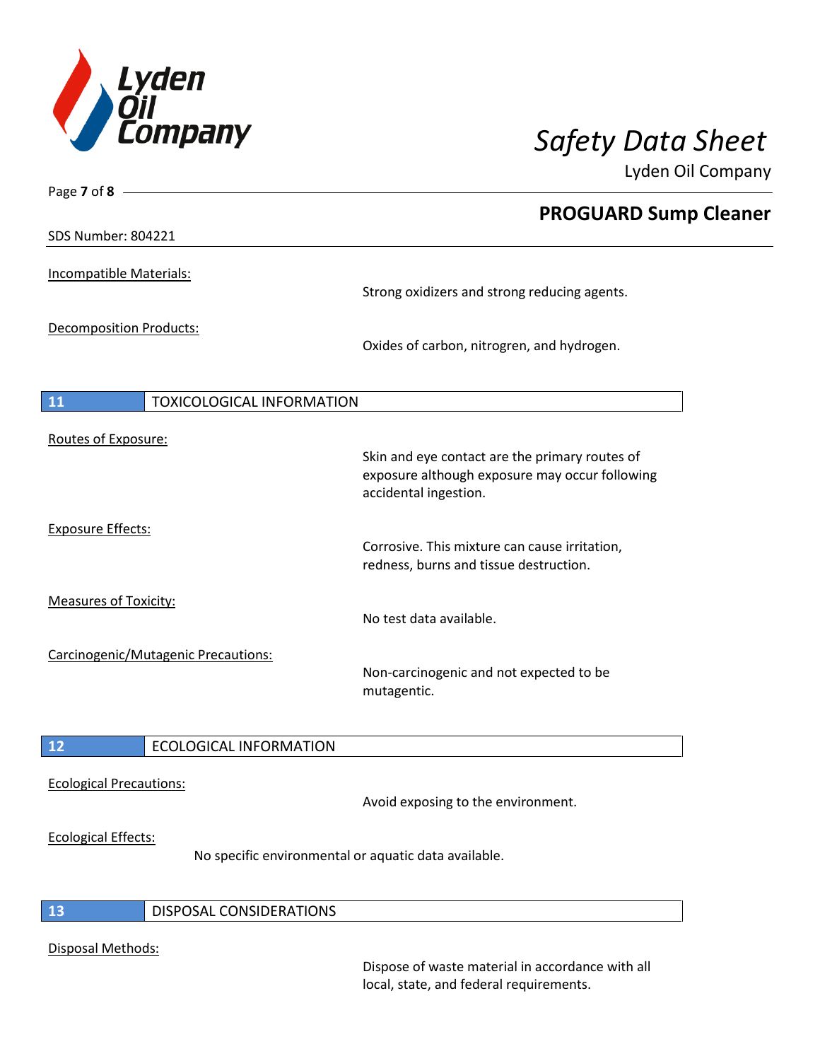Incompatible Materials:

Strong oxidizers and strong reducing agents.

Decomposition Products:

Oxides of carbon, nitrogren, and hydrogen.

## 11 TOXICOLOGICAL INFORMATION

Routes of Exposure:

Skin and eye contact are the primary routes of exposure although exposure may occur following accidental ingestion.

Exposure Effects:

Corrosive. This mixture can cause irritation, redness, burns and tissue destruction.

Measures of Toxicity:

No test data available.

Carcinogenic/Mutagenic Precautions:

Non-carcinogenic and not expected to be mutagentic.

## 12 ECOLOGICAL INFORMATION

Ecological Precautions:

Avoid exposing to the environment.

Ecological Effects:

No specific environmental or aquatic data available.

## 13 DISPOSAL CONSIDERATIONS

Disposal Methods:

Dispose of waste material in accordance with all local, state, and federal requirements.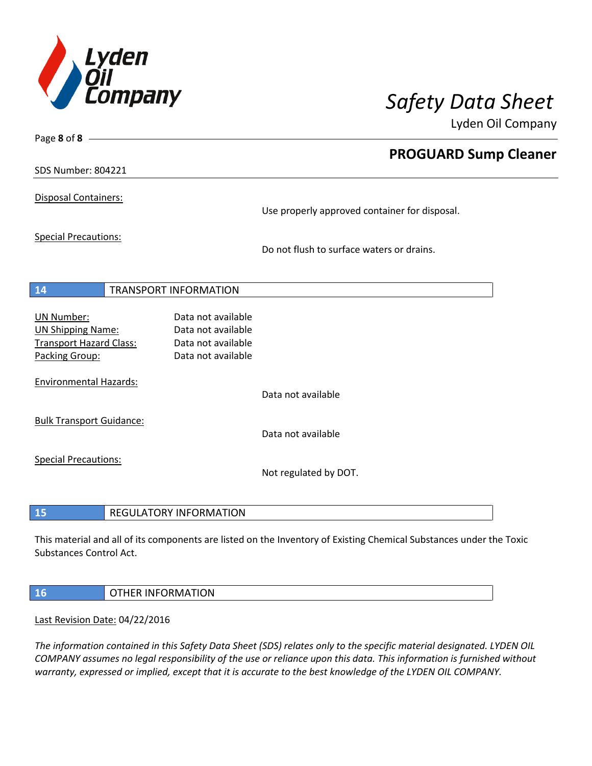Disposal Containers:

Use properly approved container for disposal.

Special Precautions:

Do not flush to surface waters or drains.

## 14 TRANSPORT INFORMATION

| | |
|---|---|
| UN Number: | Data not available |
| UN Shipping Name: | Data not available |
| Transport Hazard Class: | Data not available |
| Packing Group: | Data not available |

Environmental Hazards:

Data not available

Bulk Transport Guidance:

Data not available

Special Precautions:

Not regulated by DOT.

## 15 REGULATORY INFORMATION

This material and all of its components are listed on the Inventory of Existing Chemical Substances under the Toxic Substances Control Act.

## 16 OTHER INFORMATION

Last Revision Date: 04/22/2016

*The information contained in this Safety Data Sheet (SDS) relates only to the specific material designated. LYDEN OIL COMPANY assumes no legal responsibility of the use or reliance upon this data. This information is furnished without warranty, expressed or implied, except that it is accurate to the best knowledge of the LYDEN OIL COMPANY.*